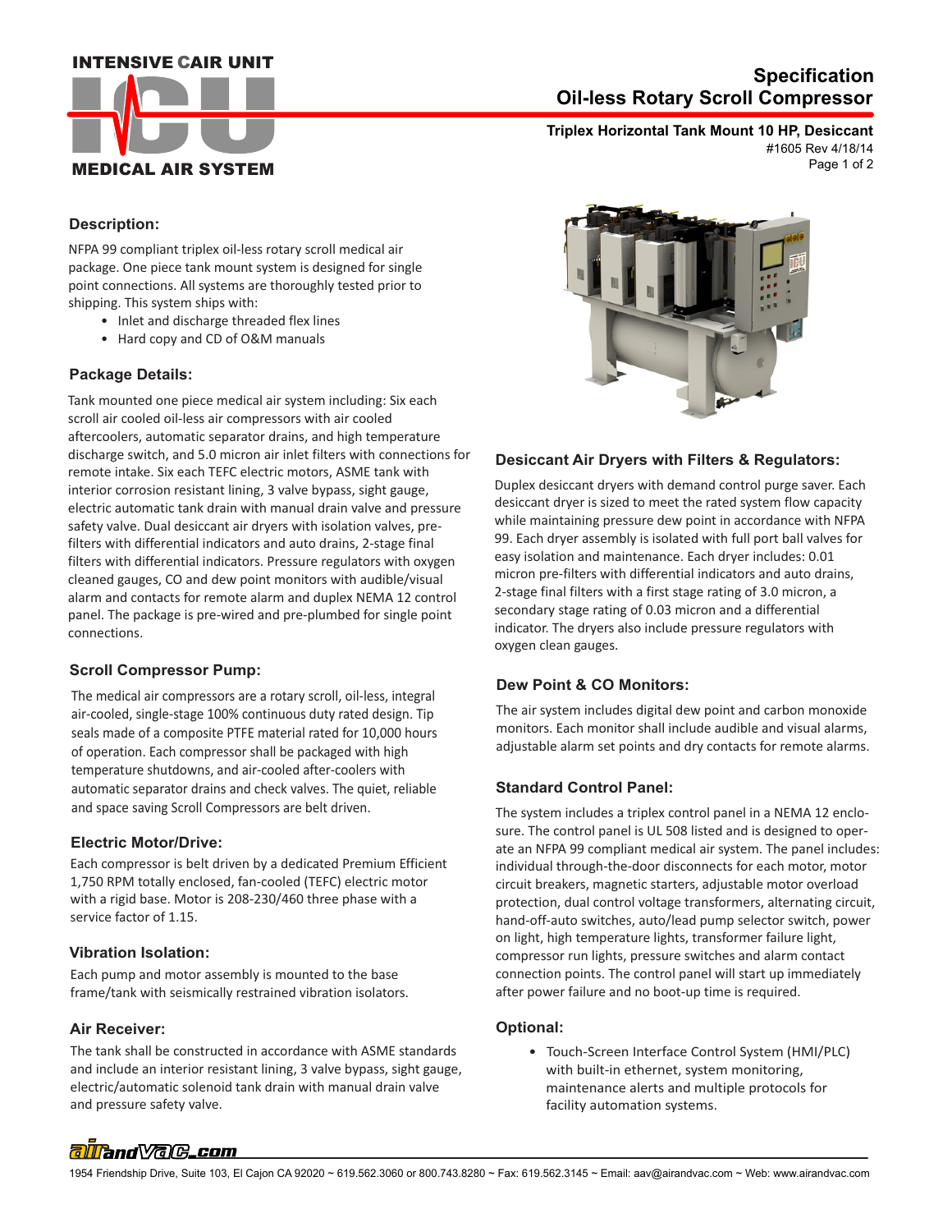# Specification
# Oil-less Rotary Scroll Compressor

**Triplex Horizontal Tank Mount 10 HP, Desiccant**

#1605 Rev 4/18/14

INTENSIVE CAIR UNIT – ICU – MEDICAL AIR SYSTEM

## Description:

NFPA 99 compliant triplex oil-less rotary scroll medical air package. One piece tank mount system is designed for single point connections. All systems are thoroughly tested prior to shipping. This system ships with:

- Inlet and discharge threaded flex lines
- Hard copy and CD of O&M manuals

## Package Details:

Tank mounted one piece medical air system including: Six each scroll air cooled oil-less air compressors with air cooled aftercoolers, automatic separator drains, and high temperature discharge switch, and 5.0 micron air inlet filters with connections for remote intake. Six each TEFC electric motors, ASME tank with interior corrosion resistant lining, 3 valve bypass, sight gauge, electric automatic tank drain with manual drain valve and pressure safety valve. Dual desiccant air dryers with isolation valves, pre-filters with differential indicators and auto drains, 2-stage final filters with differential indicators. Pressure regulators with oxygen cleaned gauges, CO and dew point monitors with audible/visual alarm and contacts for remote alarm and duplex NEMA 12 control panel. The package is pre-wired and pre-plumbed for single point connections.

## Scroll Compressor Pump:

The medical air compressors are a rotary scroll, oil-less, integral air-cooled, single-stage 100% continuous duty rated design. Tip seals made of a composite PTFE material rated for 10,000 hours of operation. Each compressor shall be packaged with high temperature shutdowns, and air-cooled after-coolers with automatic separator drains and check valves. The quiet, reliable and space saving Scroll Compressors are belt driven.

## Electric Motor/Drive:

Each compressor is belt driven by a dedicated Premium Efficient 1,750 RPM totally enclosed, fan-cooled (TEFC) electric motor with a rigid base. Motor is 208-230/460 three phase with a service factor of 1.15.

## Vibration Isolation:

Each pump and motor assembly is mounted to the base frame/tank with seismically restrained vibration isolators.

## Air Receiver:

The tank shall be constructed in accordance with ASME standards and include an interior resistant lining, 3 valve bypass, sight gauge, electric/automatic solenoid tank drain with manual drain valve and pressure safety valve.

## Desiccant Air Dryers with Filters & Regulators:

Duplex desiccant dryers with demand control purge saver. Each desiccant dryer is sized to meet the rated system flow capacity while maintaining pressure dew point in accordance with NFPA 99. Each dryer assembly is isolated with full port ball valves for easy isolation and maintenance. Each dryer includes: 0.01 micron pre-filters with differential indicators and auto drains, 2-stage final filters with a first stage rating of 3.0 micron, a secondary stage rating of 0.03 micron and a differential indicator. The dryers also include pressure regulators with oxygen clean gauges.

## Dew Point & CO Monitors:

The air system includes digital dew point and carbon monoxide monitors. Each monitor shall include audible and visual alarms, adjustable alarm set points and dry contacts for remote alarms.

## Standard Control Panel:

The system includes a triplex control panel in a NEMA 12 enclosure. The control panel is UL 508 listed and is designed to operate an NFPA 99 compliant medical air system. The panel includes: individual through-the-door disconnects for each motor, motor circuit breakers, magnetic starters, adjustable motor overload protection, dual control voltage transformers, alternating circuit, hand-off-auto switches, auto/lead pump selector switch, power on light, high temperature lights, transformer failure light, compressor run lights, pressure switches and alarm contact connection points. The control panel will start up immediately after power failure and no boot-up time is required.

## Optional:

- Touch-Screen Interface Control System (HMI/PLC) with built-in ethernet, system monitoring, maintenance alerts and multiple protocols for facility automation systems.

airandVAC.com

1954 Friendship Drive, Suite 103, El Cajon CA 92020 ~ 619.562.3060 or 800.743.8280 ~ Fax: 619.562.3145 ~ Email: aav@airandvac.com ~ Web: www.airandvac.com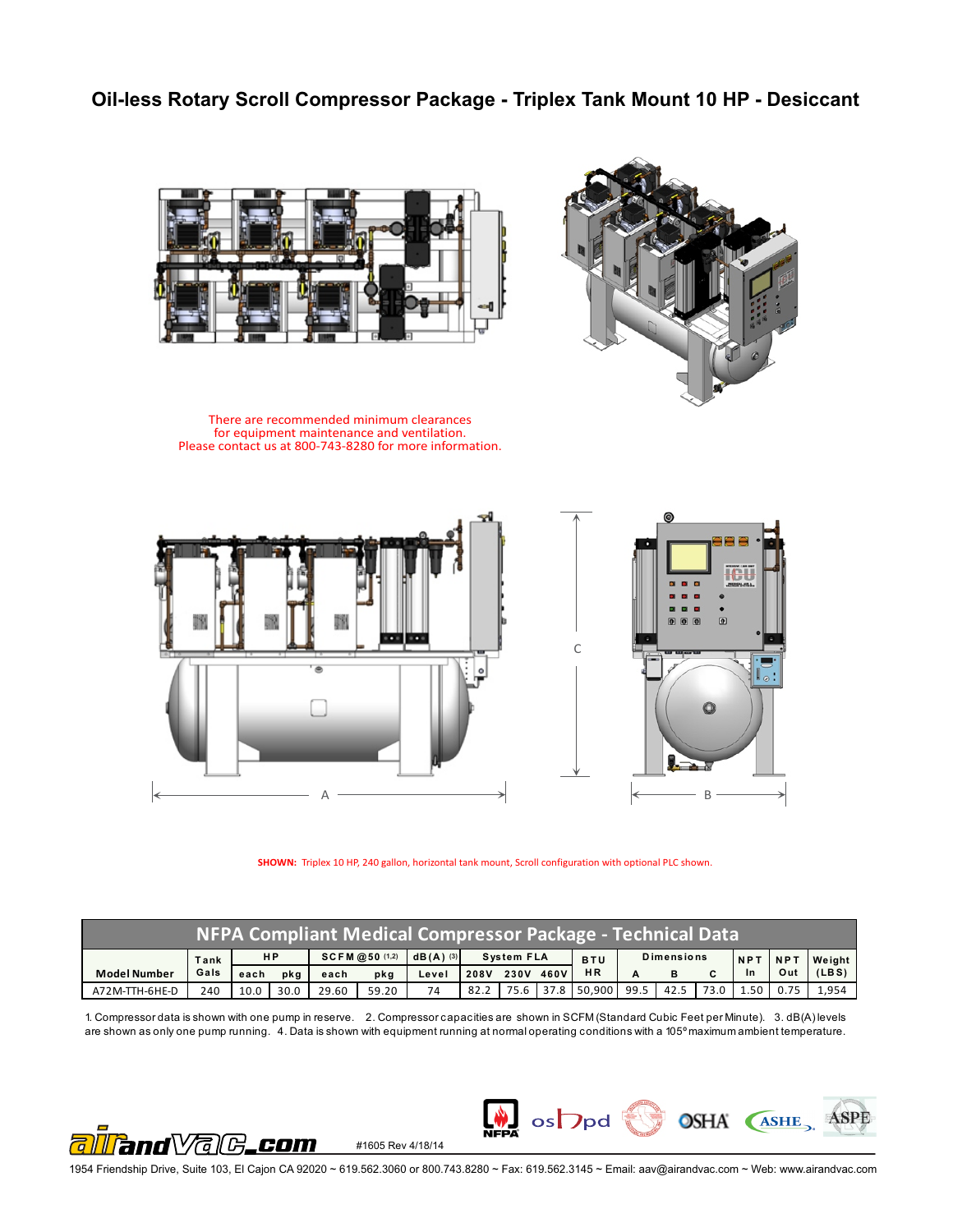# Oil-less Rotary Scroll Compressor Package - Triplex Tank Mount 10 HP - Desiccant

There are recommended minimum clearances for equipment maintenance and ventilation. Please contact us at 800-743-8280 for more information.

A

B

C

**SHOWN:** Triplex 10 HP, 240 gallon, horizontal tank mount, Scroll configuration with optional PLC shown.

## NFPA Compliant Medical Compressor Package - Technical Data

| Model Number | Tank Gals | HP | | SCFM @50 (1,2) | | dB(A) (3) | System FLA | | | BTU HR | Dimensions | | | NPT In | NPT Out | Weight (LBS) |
|---|---|---|---|---|---|---|---|---|---|---|---|---|---|---|---|---|
| | | each | pkg | each | pkg | Level | 208V | 230V | 460V | | A | B | C | | | |
| A72M-TTH-6HE-D | 240 | 10.0 | 30.0 | 29.60 | 59.20 | 74 | 82.2 | 75.6 | 37.8 | 50,900 | 99.5 | 42.5 | 73.0 | 1.50 | 0.75 | 1,954 |

1. Compressor data is shown with one pump in reserve. 2. Compressor capacities are shown in SCFM (Standard Cubic Feet per Minute). 3. dB(A) levels are shown as only one pump running. 4. Data is shown with equipment running at normal operating conditions with a 105° maximum ambient temperature.

airandvac.com #1605 Rev 4/18/14

1954 Friendship Drive, Suite 103, El Cajon CA 92020 ~ 619.562.3060 or 800.743.8280 ~ Fax: 619.562.3145 ~ Email: aav@airandvac.com ~ Web: www.airandvac.com